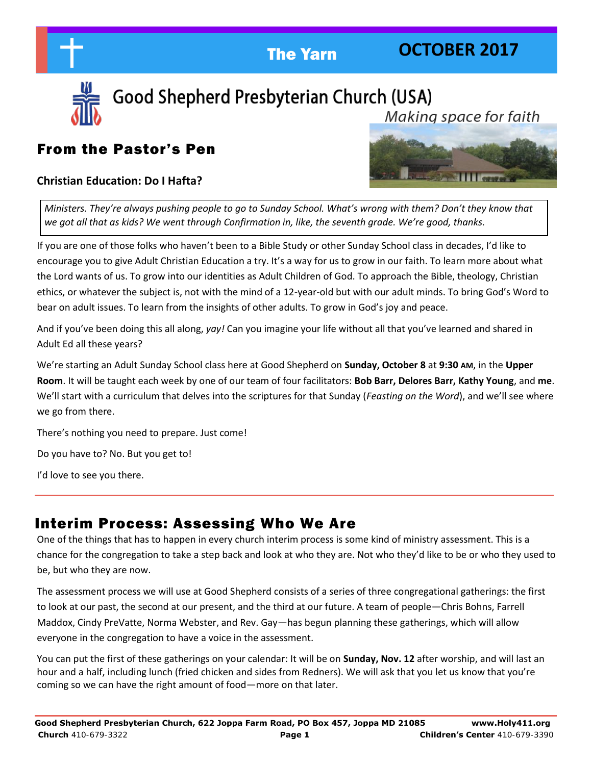# The Yarn — OCTOBER 2017

## Good Shepherd Presbyterian Church (USA)

*Making space for faith*

## From the Pastor's Pen

### Christian Education: Do I Hafta?

*Ministers. They're always pushing people to go to Sunday School. What's wrong with them? Don't they know that we got all that as kids? We went through Confirmation in, like, the seventh grade. We're good, thanks.*

If you are one of those folks who haven't been to a Bible Study or other Sunday School class in decades, I'd like to encourage you to give Adult Christian Education a try. It's a way for us to grow in our faith. To learn more about what the Lord wants of us. To grow into our identities as Adult Children of God. To approach the Bible, theology, Christian ethics, or whatever the subject is, not with the mind of a 12-year-old but with our adult minds. To bring God's Word to bear on adult issues. To learn from the insights of other adults. To grow in God's joy and peace.

And if you've been doing this all along, *yay!* Can you imagine your life without all that you've learned and shared in Adult Ed all these years?

We're starting an Adult Sunday School class here at Good Shepherd on **Sunday, October 8** at **9:30 AM**, in the **Upper Room**. It will be taught each week by one of our team of four facilitators: **Bob Barr, Delores Barr, Kathy Young**, and **me**. We'll start with a curriculum that delves into the scriptures for that Sunday (*Feasting on the Word*), and we'll see where we go from there.

There's nothing you need to prepare. Just come!

Do you have to? No. But you get to!

I'd love to see you there.

## Interim Process: Assessing Who We Are

One of the things that has to happen in every church interim process is some kind of ministry assessment. This is a chance for the congregation to take a step back and look at who they are. Not who they'd like to be or who they used to be, but who they are now.

The assessment process we will use at Good Shepherd consists of a series of three congregational gatherings: the first to look at our past, the second at our present, and the third at our future. A team of people—Chris Bohns, Farrell Maddox, Cindy PreVatte, Norma Webster, and Rev. Gay—has begun planning these gatherings, which will allow everyone in the congregation to have a voice in the assessment.

You can put the first of these gatherings on your calendar: It will be on **Sunday, Nov. 12** after worship, and will last an hour and a half, including lunch (fried chicken and sides from Redners). We will ask that you let us know that you're coming so we can have the right amount of food—more on that later.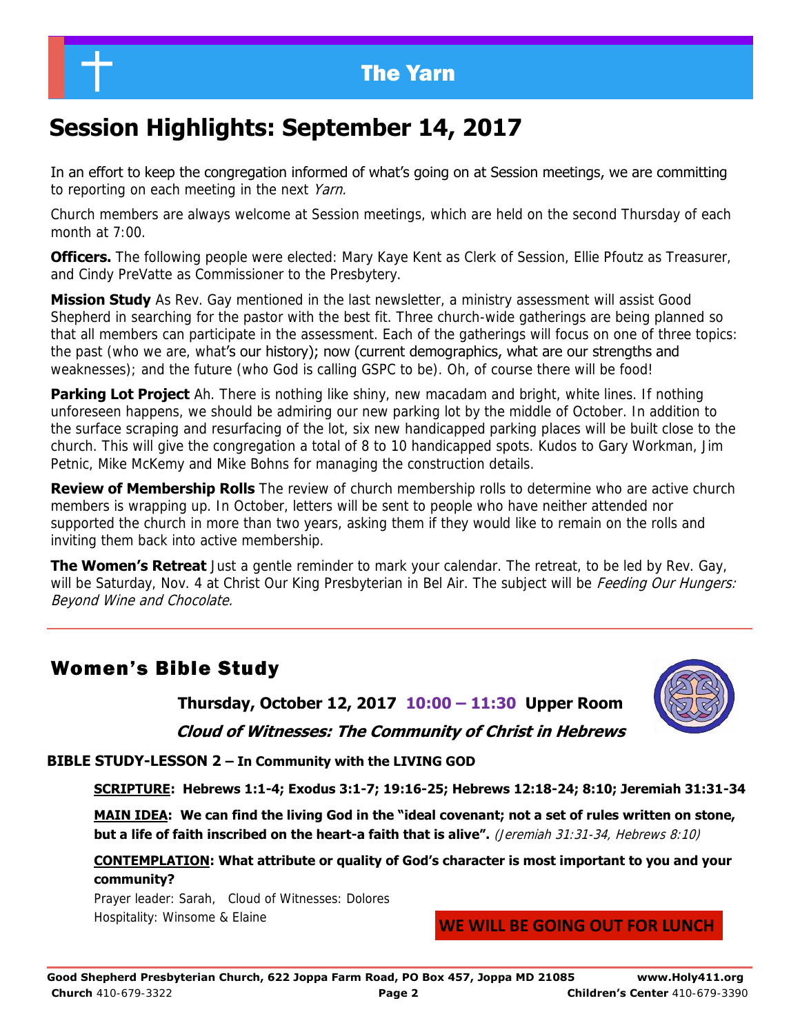# Session Highlights: September 14, 2017

In an effort to keep the congregation informed of what's going on at Session meetings, we are committing to reporting on each meeting in the next *Yarn.*

Church members are always welcome at Session meetings, which are held on the second Thursday of each month at 7:00.

**Officers.** The following people were elected: Mary Kaye Kent as Clerk of Session, Ellie Pfoutz as Treasurer, and Cindy PreVatte as Commissioner to the Presbytery.

**Mission Study** As Rev. Gay mentioned in the last newsletter, a ministry assessment will assist Good Shepherd in searching for the pastor with the best fit. Three church-wide gatherings are being planned so that all members can participate in the assessment. Each of the gatherings will focus on one of three topics: the past (who we are, what's our history); now (current demographics, what are our strengths and weaknesses); and the future (who God is calling GSPC to be). Oh, of course there will be food!

**Parking Lot Project** Ah. There is nothing like shiny, new macadam and bright, white lines. If nothing unforeseen happens, we should be admiring our new parking lot by the middle of October. In addition to the surface scraping and resurfacing of the lot, six new handicapped parking places will be built close to the church. This will give the congregation a total of 8 to 10 handicapped spots. Kudos to Gary Workman, Jim Petnic, Mike McKemy and Mike Bohns for managing the construction details.

**Review of Membership Rolls** The review of church membership rolls to determine who are active church members is wrapping up. In October, letters will be sent to people who have neither attended nor supported the church in more than two years, asking them if they would like to remain on the rolls and inviting them back into active membership.

**The Women's Retreat** Just a gentle reminder to mark your calendar. The retreat, to be led by Rev. Gay, will be Saturday, Nov. 4 at Christ Our King Presbyterian in Bel Air. The subject will be *Feeding Our Hungers: Beyond Wine and Chocolate.*

## Women's Bible Study

**Thursday, October 12, 2017 10:00 – 11:30 Upper Room**

***Cloud of Witnesses: The Community of Christ in Hebrews***

**BIBLE STUDY-LESSON 2 – In Community with the LIVING GOD**

**SCRIPTURE: Hebrews 1:1-4; Exodus 3:1-7; 19:16-25; Hebrews 12:18-24; 8:10; Jeremiah 31:31-34**

**MAIN IDEA: We can find the living God in the "ideal covenant; not a set of rules written on stone, but a life of faith inscribed on the heart-a faith that is alive".** *(Jeremiah 31:31-34, Hebrews 8:10)*

**CONTEMPLATION: What attribute or quality of God's character is most important to you and your community?**

Prayer leader: Sarah, Cloud of Witnesses: Dolores
Hospitality: Winsome & Elaine

**WE WILL BE GOING OUT FOR LUNCH**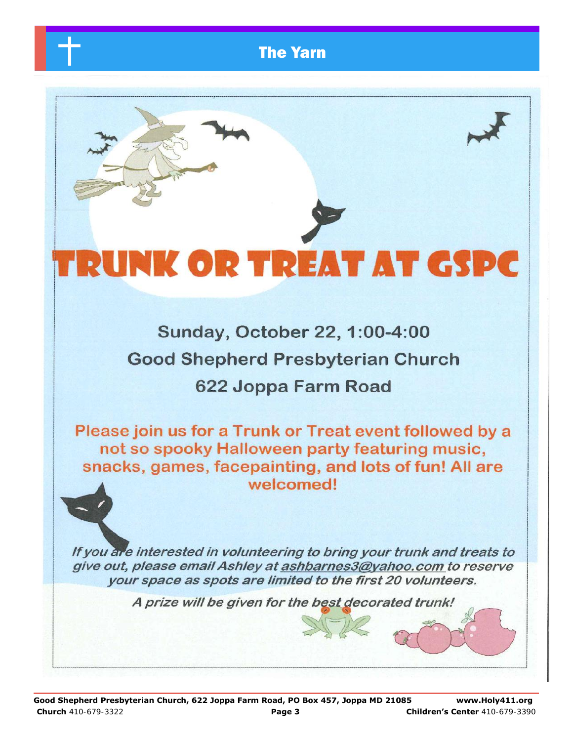# TRUNK OR TREAT AT GSPC

**Sunday, October 22, 1:00-4:00**

**Good Shepherd Presbyterian Church**

**622 Joppa Farm Road**

**Please join us for a Trunk or Treat event followed by a not so spooky Halloween party featuring music, snacks, games, facepainting, and lots of fun! All are welcomed!**

***If you are interested in volunteering to bring your trunk and treats to give out, please email Ashley at ashbarnes3@yahoo.com to reserve your space as spots are limited to the first 20 volunteers.***

***A prize will be given for the best decorated trunk!***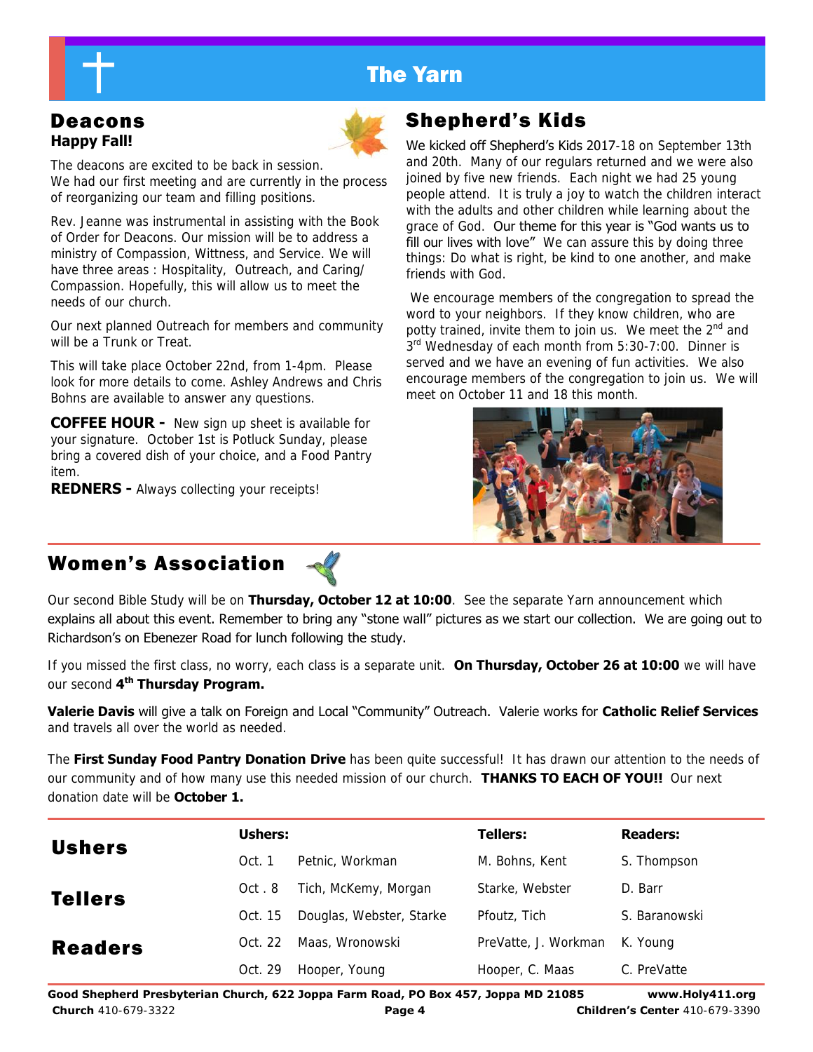# The Yarn

## Deacons

**Happy Fall!**

The deacons are excited to be back in session. We had our first meeting and are currently in the process of reorganizing our team and filling positions.

Rev. Jeanne was instrumental in assisting with the Book of Order for Deacons. Our mission will be to address a ministry of Compassion, Wittness, and Service. We will have three areas : Hospitality, Outreach, and Caring/ Compassion. Hopefully, this will allow us to meet the needs of our church.

Our next planned Outreach for members and community will be a Trunk or Treat.

This will take place October 22nd, from 1-4pm. Please look for more details to come. Ashley Andrews and Chris Bohns are available to answer any questions.

**COFFEE HOUR -** New sign up sheet is available for your signature. October 1st is Potluck Sunday, please bring a covered dish of your choice, and a Food Pantry item.

**REDNERS -** Always collecting your receipts!

## Shepherd's Kids

We kicked off Shepherd's Kids 2017-18 on September 13th and 20th. Many of our regulars returned and we were also joined by five new friends. Each night we had 25 young people attend. It is truly a joy to watch the children interact with the adults and other children while learning about the grace of God. Our theme for this year is "God wants us to fill our lives with love" We can assure this by doing three things: Do what is right, be kind to one another, and make friends with God.

We encourage members of the congregation to spread the word to your neighbors. If they know children, who are potty trained, invite them to join us. We meet the 2nd and 3rd Wednesday of each month from 5:30-7:00. Dinner is served and we have an evening of fun activities. We also encourage members of the congregation to join us. We will meet on October 11 and 18 this month.

## Women's Association

Our second Bible Study will be on **Thursday, October 12 at 10:00**. See the separate Yarn announcement which explains all about this event. Remember to bring any "stone wall" pictures as we start our collection. We are going out to Richardson's on Ebenezer Road for lunch following the study.

If you missed the first class, no worry, each class is a separate unit. **On Thursday, October 26 at 10:00** we will have our second **4th Thursday Program.**

**Valerie Davis** will give a talk on Foreign and Local "Community" Outreach. Valerie works for **Catholic Relief Services** and travels all over the world as needed.

The **First Sunday Food Pantry Donation Drive** has been quite successful! It has drawn our attention to the needs of our community and of how many use this needed mission of our church. **THANKS TO EACH OF YOU!!** Our next donation date will be **October 1.**

## Ushers / Tellers / Readers

| Date | Ushers: | Tellers: | Readers: |
|---|---|---|---|
| Oct. 1 | Petnic, Workman | M. Bohns, Kent | S. Thompson |
| Oct . 8 | Tich, McKemy, Morgan | Starke, Webster | D. Barr |
| Oct. 15 | Douglas, Webster, Starke | Pfoutz, Tich | S. Baranowski |
| Oct. 22 | Maas, Wronowski | PreVatte, J. Workman | K. Young |
| Oct. 29 | Hooper, Young | Hooper, C. Maas | C. PreVatte |

**Good Shepherd Presbyterian Church, 622 Joppa Farm Road, PO Box 457, Joppa MD 21085** **www.Holy411.org**
**Church** 410-679-3322 **Children's Center** 410-679-3390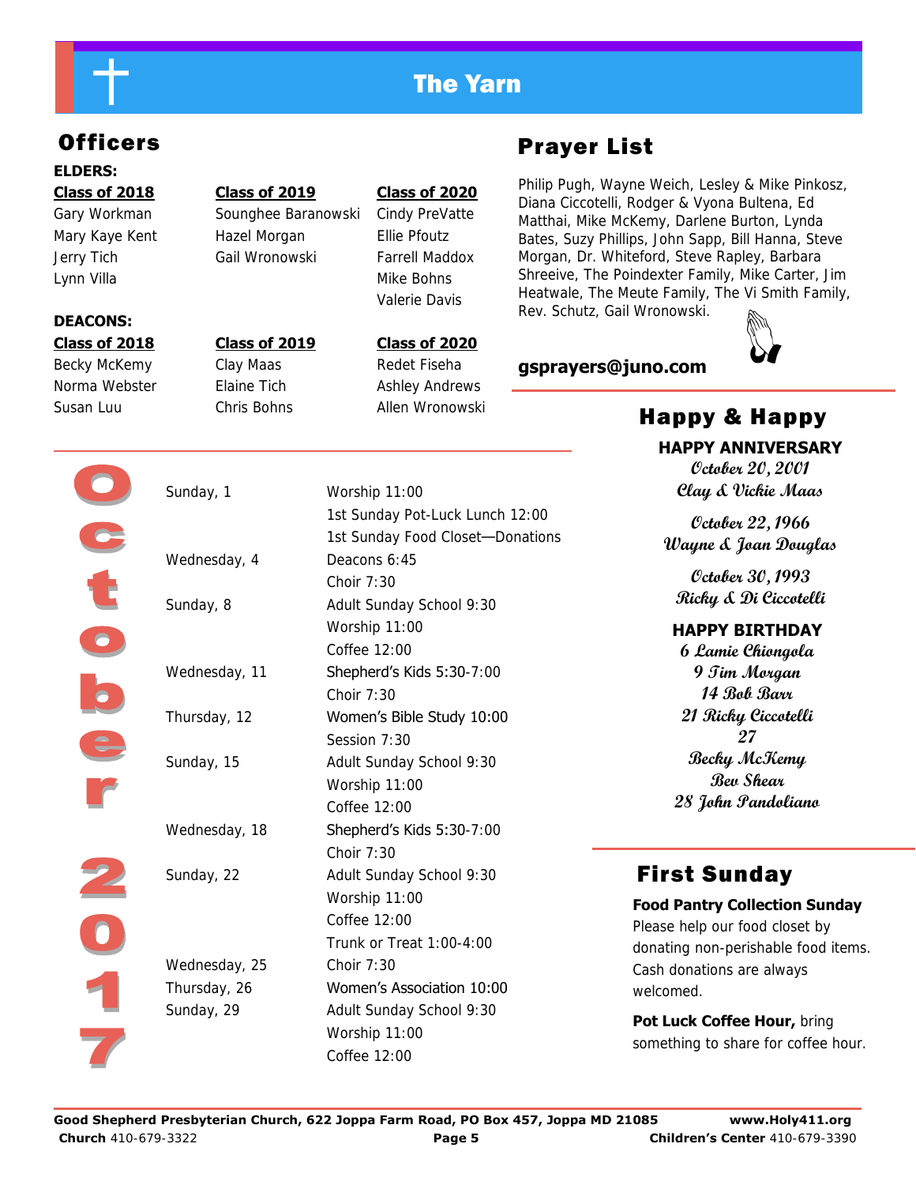# The Yarn

## Officers

**ELDERS:**

| Class of 2018 | Class of 2019 | Class of 2020 |
|---|---|---|
| Gary Workman | Sounghee Baranowski | Cindy PreVatte |
| Mary Kaye Kent | Hazel Morgan | Ellie Pfoutz |
| Jerry Tich | Gail Wronowski | Farrell Maddox |
| Lynn Villa | | Mike Bohns |
| | | Valerie Davis |

**DEACONS:**

| Class of 2018 | Class of 2019 | Class of 2020 |
|---|---|---|
| Becky McKemy | Clay Maas | Redet Fiseha |
| Norma Webster | Elaine Tich | Ashley Andrews |
| Susan Luu | Chris Bohns | Allen Wronowski |

## October 2017

| | |
|---|---|
| Sunday, 1 | Worship 11:00 |
| | 1st Sunday Pot-Luck Lunch 12:00 |
| | 1st Sunday Food Closet—Donations |
| Wednesday, 4 | Deacons 6:45 |
| | Choir 7:30 |
| Sunday, 8 | Adult Sunday School 9:30 |
| | Worship 11:00 |
| | Coffee 12:00 |
| Wednesday, 11 | Shepherd's Kids 5:30-7:00 |
| | Choir 7:30 |
| Thursday, 12 | Women's Bible Study 10:00 |
| | Session 7:30 |
| Sunday, 15 | Adult Sunday School 9:30 |
| | Worship 11:00 |
| | Coffee 12:00 |
| Wednesday, 18 | Shepherd's Kids 5:30-7:00 |
| | Choir 7:30 |
| Sunday, 22 | Adult Sunday School 9:30 |
| | Worship 11:00 |
| | Coffee 12:00 |
| | Trunk or Treat 1:00-4:00 |
| Wednesday, 25 | Choir 7:30 |
| Thursday, 26 | Women's Association 10:00 |
| Sunday, 29 | Adult Sunday School 9:30 |
| | Worship 11:00 |
| | Coffee 12:00 |

## Prayer List

Philip Pugh, Wayne Weich, Lesley & Mike Pinkosz, Diana Ciccotelli, Rodger & Vyona Bultena, Ed Matthai, Mike McKemy, Darlene Burton, Lynda Bates, Suzy Phillips, John Sapp, Bill Hanna, Steve Morgan, Dr. Whiteford, Steve Rapley, Barbara Shreeive, The Poindexter Family, Mike Carter, Jim Heatwale, The Meute Family, The Vi Smith Family, Rev. Schutz, Gail Wronowski.

**gsprayers@juno.com**

## Happy & Happy

**HAPPY ANNIVERSARY**

*October 20, 2001*
*Clay & Vickie Maas*

*October 22, 1966*
*Wayne & Joan Douglas*

*October 30, 1993*
*Ricky & Di Ciccotelli*

**HAPPY BIRTHDAY**

*6 Lamie Chiongola*
*9 Tim Morgan*
*14 Bob Barr*
*21 Ricky Ciccotelli*
*27*
*Becky McKemy*
*Bev Shear*
*28 John Pandoliano*

## First Sunday

**Food Pantry Collection Sunday**
Please help our food closet by donating non-perishable food items. Cash donations are always welcomed.

**Pot Luck Coffee Hour,** bring something to share for coffee hour.

**Good Shepherd Presbyterian Church, 622 Joppa Farm Road, PO Box 457, Joppa MD 21085** **www.Holy411.org**
**Church** 410-679-3322 **Children's Center** 410-679-3390